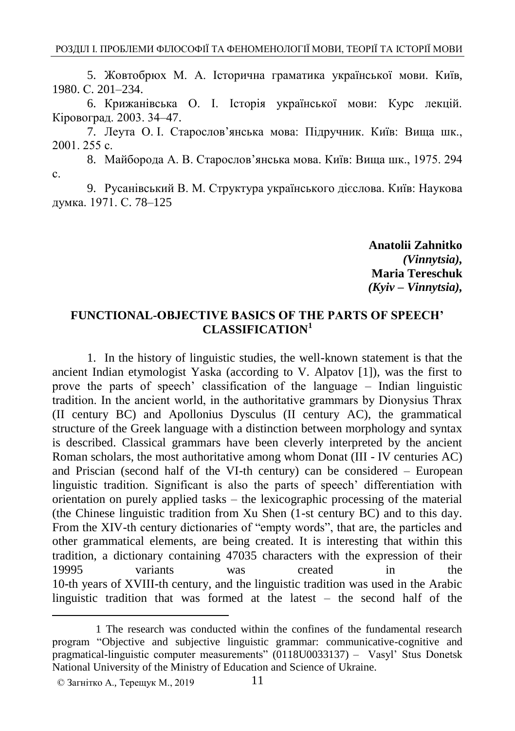5. Жовтобрюх М. А. Історична граматика української мови. Київ, 1980. С. 201–234.

6. Крижанівська О. І. Історія української мови: Курс лекцій. Кіровоград. 2003. 34–47.

7. Леута О. І. Старослов'янська мова: Підручник. Київ: Вища шк., 2001. 255 с.

8. Майборода А. В. Старослов'янська мова. Київ: Вища шк., 1975. 294 с.

9. Русанівський В. М. Структура українського дієслова. Київ: Наукова думка. 1971. С. 78–125

**Anatolii Zahnitko**
***(Vinnytsia),***
**Maria Tereschuk**
***(Kyiv – Vinnytsia),***

## FUNCTIONAL-OBJECTIVE BASICS OF THE PARTS OF SPEECH' CLASSIFICATION[1]

1. In the history of linguistic studies, the well-known statement is that the ancient Indian etymologist Yaska (according to V. Alpatov [1]), was the first to prove the parts of speech' classification of the language – Indian linguistic tradition. In the ancient world, in the authoritative grammars by Dionysius Thrax (II century BC) and Apollonius Dysculus (II century AC), the grammatical structure of the Greek language with a distinction between morphology and syntax is described. Classical grammars have been cleverly interpreted by the ancient Roman scholars, the most authoritative among whom Donat (III - IV centuries AC) and Priscian (second half of the VI-th century) can be considered – European linguistic tradition. Significant is also the parts of speech' differentiation with orientation on purely applied tasks – the lexicographic processing of the material (the Chinese linguistic tradition from Xu Shen (1-st century BC) and to this day. From the XIV-th century dictionaries of "empty words", that are, the particles and other grammatical elements, are being created. It is interesting that within this tradition, a dictionary containing 47035 characters with the expression of their 19995 variants was created in the 10-th years of XVIII-th century, and the linguistic tradition was used in the Arabic linguistic tradition that was formed at the latest – the second half of the

1 The research was conducted within the confines of the fundamental research program "Objective and subjective linguistic grammar: communicative-cognitive and pragmatical-linguistic computer measurements" (0118U0033137) – Vasyl' Stus Donetsk National University of the Ministry of Education and Science of Ukraine.

© Загнітко А., Терещук М., 2019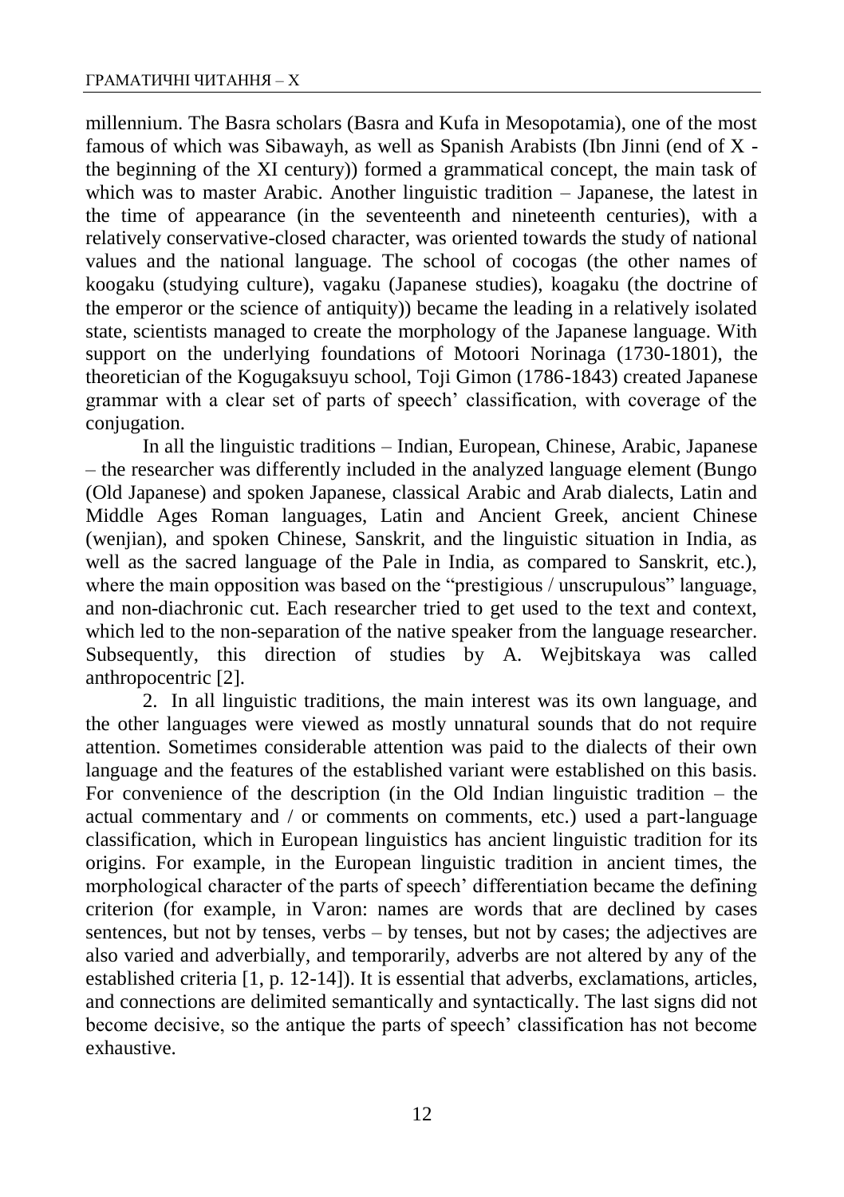millennium. The Basra scholars (Basra and Kufa in Mesopotamia), one of the most famous of which was Sibawayh, as well as Spanish Arabists (Ibn Jinni (end of X - the beginning of the XI century)) formed a grammatical concept, the main task of which was to master Arabic. Another linguistic tradition – Japanese, the latest in the time of appearance (in the seventeenth and nineteenth centuries), with a relatively conservative-closed character, was oriented towards the study of national values and the national language. The school of cocogas (the other names of koogaku (studying culture), vagaku (Japanese studies), koagaku (the doctrine of the emperor or the science of antiquity)) became the leading in a relatively isolated state, scientists managed to create the morphology of the Japanese language. With support on the underlying foundations of Motoori Norinaga (1730-1801), the theoretician of the Kogugaksuyu school, Toji Gimon (1786-1843) created Japanese grammar with a clear set of parts of speech' classification, with coverage of the conjugation.

In all the linguistic traditions – Indian, European, Chinese, Arabic, Japanese – the researcher was differently included in the analyzed language element (Bungo (Old Japanese) and spoken Japanese, classical Arabic and Arab dialects, Latin and Middle Ages Roman languages, Latin and Ancient Greek, ancient Chinese (wenjian), and spoken Chinese, Sanskrit, and the linguistic situation in India, as well as the sacred language of the Pale in India, as compared to Sanskrit, etc.), where the main opposition was based on the "prestigious / unscrupulous" language, and non-diachronic cut. Each researcher tried to get used to the text and context, which led to the non-separation of the native speaker from the language researcher. Subsequently, this direction of studies by A. Wejbitskaya was called anthropocentric [2].

2. In all linguistic traditions, the main interest was its own language, and the other languages were viewed as mostly unnatural sounds that do not require attention. Sometimes considerable attention was paid to the dialects of their own language and the features of the established variant were established on this basis. For convenience of the description (in the Old Indian linguistic tradition – the actual commentary and / or comments on comments, etc.) used a part-language classification, which in European linguistics has ancient linguistic tradition for its origins. For example, in the European linguistic tradition in ancient times, the morphological character of the parts of speech' differentiation became the defining criterion (for example, in Varon: names are words that are declined by cases sentences, but not by tenses, verbs – by tenses, but not by cases; the adjectives are also varied and adverbially, and temporarily, adverbs are not altered by any of the established criteria [1, p. 12-14]). It is essential that adverbs, exclamations, articles, and connections are delimited semantically and syntactically. The last signs did not become decisive, so the antique the parts of speech' classification has not become exhaustive.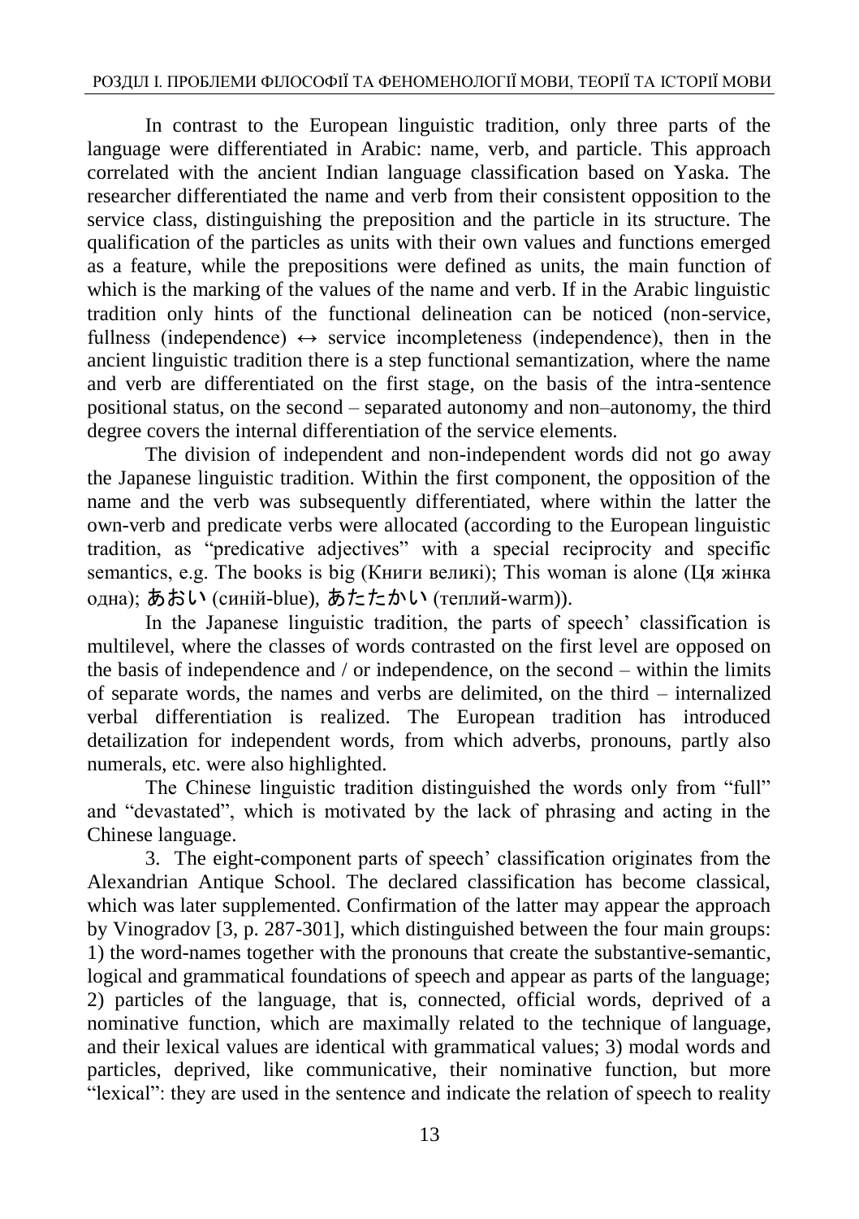In contrast to the European linguistic tradition, only three parts of the language were differentiated in Arabic: name, verb, and particle. This approach correlated with the ancient Indian language classification based on Yaska. The researcher differentiated the name and verb from their consistent opposition to the service class, distinguishing the preposition and the particle in its structure. The qualification of the particles as units with their own values and functions emerged as a feature, while the prepositions were defined as units, the main function of which is the marking of the values of the name and verb. If in the Arabic linguistic tradition only hints of the functional delineation can be noticed (non-service, fullness (independence) ↔ service incompleteness (independence), then in the ancient linguistic tradition there is a step functional semantization, where the name and verb are differentiated on the first stage, on the basis of the intra-sentence positional status, on the second – separated autonomy and non–autonomy, the third degree covers the internal differentiation of the service elements.

The division of independent and non-independent words did not go away the Japanese linguistic tradition. Within the first component, the opposition of the name and the verb was subsequently differentiated, where within the latter the own-verb and predicate verbs were allocated (according to the European linguistic tradition, as "predicative adjectives" with a special reciprocity and specific semantics, e.g. The books is big (Книги великі); This woman is alone (Ця жінка одна); あおい (синій-blue), あたたかい (теплий-warm)).

In the Japanese linguistic tradition, the parts of speech' classification is multilevel, where the classes of words contrasted on the first level are opposed on the basis of independence and / or independence, on the second – within the limits of separate words, the names and verbs are delimited, on the third – internalized verbal differentiation is realized. The European tradition has introduced detailization for independent words, from which adverbs, pronouns, partly also numerals, etc. were also highlighted.

The Chinese linguistic tradition distinguished the words only from "full" and "devastated", which is motivated by the lack of phrasing and acting in the Chinese language.

3. The eight-component parts of speech' classification originates from the Alexandrian Antique School. The declared classification has become classical, which was later supplemented. Confirmation of the latter may appear the approach by Vinogradov [3, p. 287-301], which distinguished between the four main groups: 1) the word-names together with the pronouns that create the substantive-semantic, logical and grammatical foundations of speech and appear as parts of the language; 2) particles of the language, that is, connected, official words, deprived of a nominative function, which are maximally related to the technique of language, and their lexical values are identical with grammatical values; 3) modal words and particles, deprived, like communicative, their nominative function, but more "lexical": they are used in the sentence and indicate the relation of speech to reality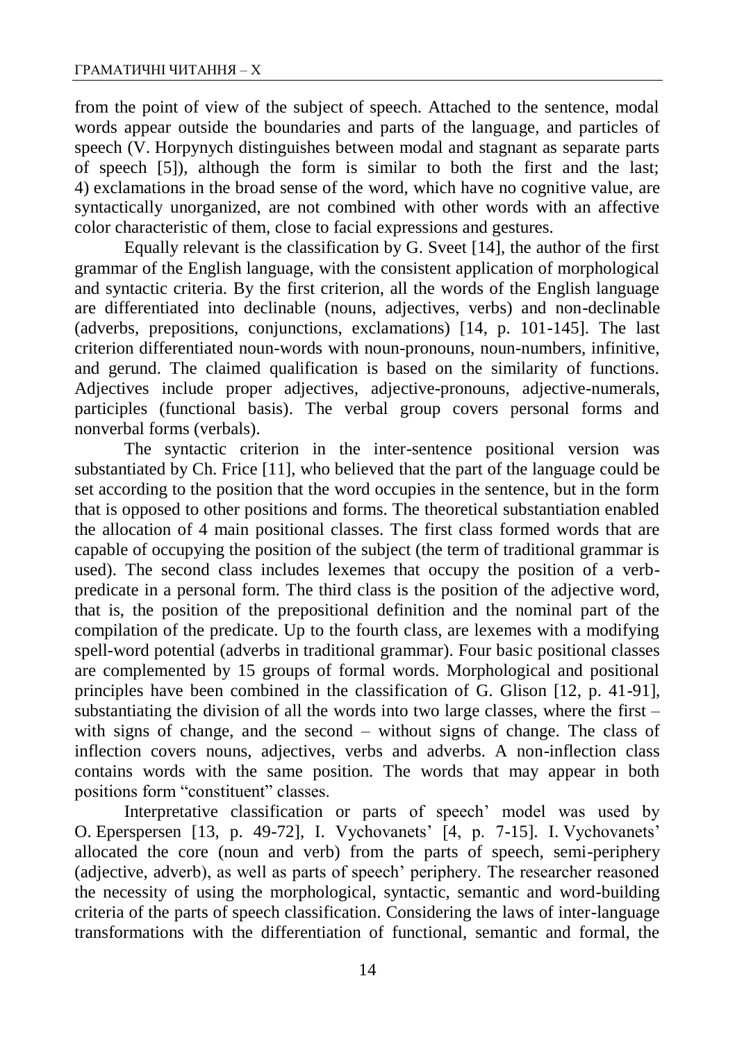from the point of view of the subject of speech. Attached to the sentence, modal words appear outside the boundaries and parts of the language, and particles of speech (V. Horpynych distinguishes between modal and stagnant as separate parts of speech [5]), although the form is similar to both the first and the last; 4) exclamations in the broad sense of the word, which have no cognitive value, are syntactically unorganized, are not combined with other words with an affective color characteristic of them, close to facial expressions and gestures.

Equally relevant is the classification by G. Sveet [14], the author of the first grammar of the English language, with the consistent application of morphological and syntactic criteria. By the first criterion, all the words of the English language are differentiated into declinable (nouns, adjectives, verbs) and non-declinable (adverbs, prepositions, conjunctions, exclamations) [14, p. 101-145]. The last criterion differentiated noun-words with noun-pronouns, noun-numbers, infinitive, and gerund. The claimed qualification is based on the similarity of functions. Adjectives include proper adjectives, adjective-pronouns, adjective-numerals, participles (functional basis). The verbal group covers personal forms and nonverbal forms (verbals).

The syntactic criterion in the inter-sentence positional version was substantiated by Ch. Frice [11], who believed that the part of the language could be set according to the position that the word occupies in the sentence, but in the form that is opposed to other positions and forms. The theoretical substantiation enabled the allocation of 4 main positional classes. The first class formed words that are capable of occupying the position of the subject (the term of traditional grammar is used). The second class includes lexemes that occupy the position of a verb-predicate in a personal form. The third class is the position of the adjective word, that is, the position of the prepositional definition and the nominal part of the compilation of the predicate. Up to the fourth class, are lexemes with a modifying spell-word potential (adverbs in traditional grammar). Four basic positional classes are complemented by 15 groups of formal words. Morphological and positional principles have been combined in the classification of G. Glison [12, p. 41-91], substantiating the division of all the words into two large classes, where the first – with signs of change, and the second – without signs of change. The class of inflection covers nouns, adjectives, verbs and adverbs. A non-inflection class contains words with the same position. The words that may appear in both positions form "constituent" classes.

Interpretative classification or parts of speech' model was used by O. Eperspersen [13, p. 49-72], I. Vychovanets' [4, p. 7-15]. I. Vychovanets' allocated the core (noun and verb) from the parts of speech, semi-periphery (adjective, adverb), as well as parts of speech' periphery. The researcher reasoned the necessity of using the morphological, syntactic, semantic and word-building criteria of the parts of speech classification. Considering the laws of inter-language transformations with the differentiation of functional, semantic and formal, the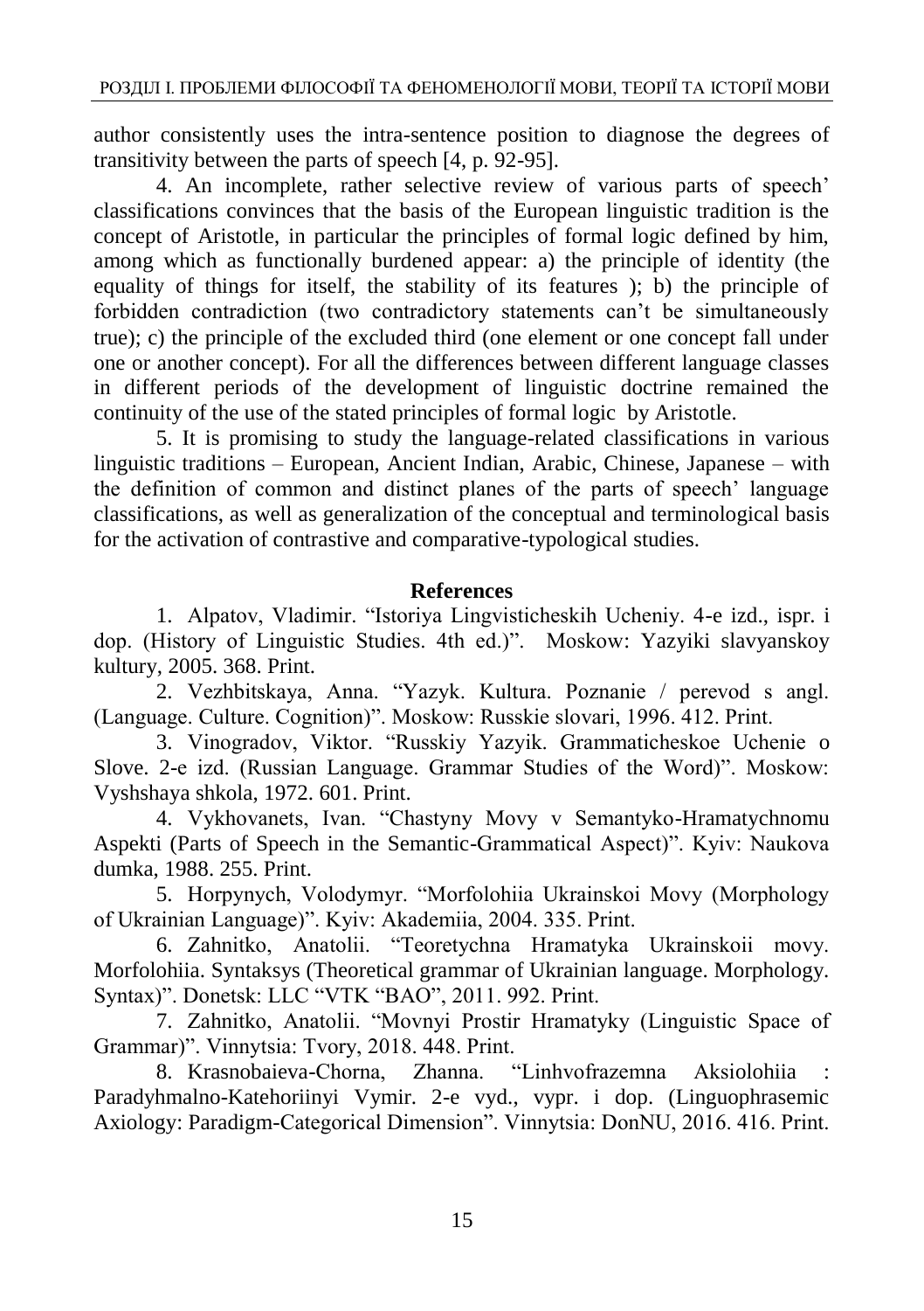author consistently uses the intra-sentence position to diagnose the degrees of transitivity between the parts of speech [4, p. 92-95].

4. An incomplete, rather selective review of various parts of speech' classifications convinces that the basis of the European linguistic tradition is the concept of Aristotle, in particular the principles of formal logic defined by him, among which as functionally burdened appear: a) the principle of identity (the equality of things for itself, the stability of its features ); b) the principle of forbidden contradiction (two contradictory statements can't be simultaneously true); c) the principle of the excluded third (one element or one concept fall under one or another concept). For all the differences between different language classes in different periods of the development of linguistic doctrine remained the continuity of the use of the stated principles of formal logic by Aristotle.

5. It is promising to study the language-related classifications in various linguistic traditions – European, Ancient Indian, Arabic, Chinese, Japanese – with the definition of common and distinct planes of the parts of speech' language classifications, as well as generalization of the conceptual and terminological basis for the activation of contrastive and comparative-typological studies.

## References

1. Alpatov, Vladimir. "Istoriya Lingvisticheskih Ucheniy. 4-e izd., ispr. i dop. (History of Linguistic Studies. 4th ed.)". Moskow: Yazyiki slavyanskoy kultury, 2005. 368. Print.

2. Vezhbitskaya, Anna. "Yazyk. Kultura. Poznanie / perevod s angl. (Language. Culture. Cognition)". Moskow: Russkie slovari, 1996. 412. Print.

3. Vinogradov, Viktor. "Russkiy Yazyik. Grammaticheskoe Uchenie o Slove. 2-e izd. (Russian Language. Grammar Studies of the Word)". Moskow: Vyshshaya shkola, 1972. 601. Print.

4. Vykhovanets, Ivan. "Chastyny Movy v Semantyko-Hramatychnomu Aspekti (Parts of Speech in the Semantic-Grammatical Aspect)". Kyiv: Naukova dumka, 1988. 255. Print.

5. Horpynych, Volodymyr. "Morfolohiia Ukrainskoi Movy (Morphology of Ukrainian Language)". Kyiv: Akademiia, 2004. 335. Print.

6. Zahnitko, Anatolii. "Teoretychna Hramatyka Ukrainskoii movy. Morfolohiia. Syntaksys (Theoretical grammar of Ukrainian language. Morphology. Syntax)". Donetsk: LLC "VTK "BAO", 2011. 992. Print.

7. Zahnitko, Anatolii. "Movnyi Prostir Hramatyky (Linguistic Space of Grammar)". Vinnytsia: Tvory, 2018. 448. Print.

8. Krasnobaieva-Chorna, Zhanna. "Linhvofrazemna Aksiolohiia : Paradyhmalno-Katehoriinyi Vymir. 2-e vyd., vypr. i dop. (Linguophrasemic Axiology: Paradigm-Categorical Dimension". Vinnytsia: DonNU, 2016. 416. Print.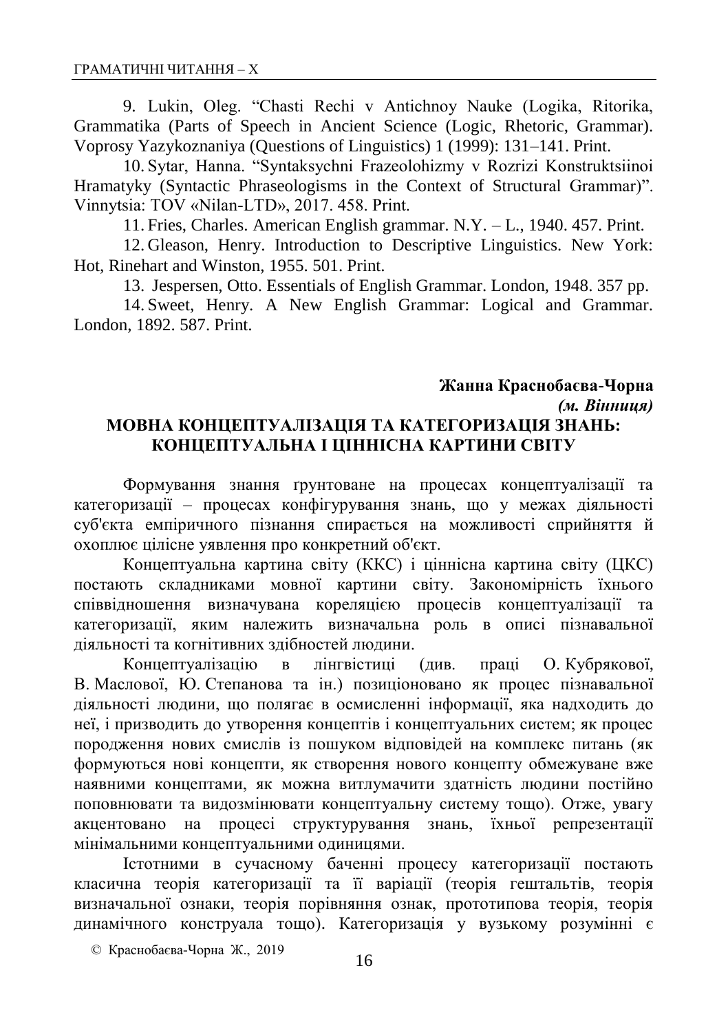9. Lukin, Oleg. “Chasti Rechi v Antichnoy Nauke (Logika, Ritorika, Grammatika (Parts of Speech in Ancient Science (Logic, Rhetoric, Grammar). Voprosy Yazykoznaniya (Questions of Linguistics) 1 (1999): 131–141. Print.

10. Sytar, Hanna. “Syntaksychni Frazeolohizmy v Rozrizi Konstruktsiinoi Hramatyky (Syntactic Phraseologisms in the Context of Structural Grammar)”. Vinnytsia: TOV «Nilan-LTD», 2017. 458. Print.

11. Fries, Charles. American English grammar. N.Y. – L., 1940. 457. Print.

12. Gleason, Henry. Introduction to Descriptive Linguistics. New York: Hot, Rinehart and Winston, 1955. 501. Print.

13. Jespersen, Otto. Essentials of English Grammar. London, 1948. 357 pp.

14. Sweet, Henry. A New English Grammar: Logical and Grammar. London, 1892. 587. Print.

**Жанна Краснобаєва-Чорна**
***(м. Вінниця)***

## МОВНА КОНЦЕПТУАЛІЗАЦІЯ ТА КАТЕГОРИЗАЦІЯ ЗНАНЬ: КОНЦЕПТУАЛЬНА І ЦІННІСНА КАРТИНИ СВІТУ

Формування знання ґрунтоване на процесах концептуалізації та категоризації – процесах конфігурування знань, що у межах діяльності суб'єкта емпіричного пізнання спирається на можливості сприйняття й охоплює цілісне уявлення про конкретний об'єкт.

Концептуальна картина світу (ККС) і ціннісна картина світу (ЦКС) постають складниками мовної картини світу. Закономірність їхнього співвідношення визначувана кореляцією процесів концептуалізації та категоризації, яким належить визначальна роль в описі пізнавальної діяльності та когнітивних здібностей людини.

Концептуалізацію в лінгвістиці (див. праці О. Кубрякової, В. Маслової, Ю. Степанова та ін.) позиціоновано як процес пізнавальної діяльності людини, що полягає в осмисленні інформації, яка надходить до неї, і призводить до утворення концептів і концептуальних систем; як процес породження нових смислів із пошуком відповідей на комплекс питань (як формуються нові концепти, як створення нового концепту обмежуване вже наявними концептами, як можна витлумачити здатність людини постійно поповнювати та видозмінювати концептуальну систему тощо). Отже, увагу акцентовано на процесі структурування знань, їхньої репрезентації мінімальними концептуальними одиницями.

Істотними в сучасному баченні процесу категоризації постають класична теорія категоризації та її варіації (теорія гештальтів, теорія визначальної ознаки, теорія порівняння ознак, прототипова теорія, теорія динамічного конструала тощо). Категоризація у вузькому розумінні є

© Краснобаєва-Чорна Ж., 2019